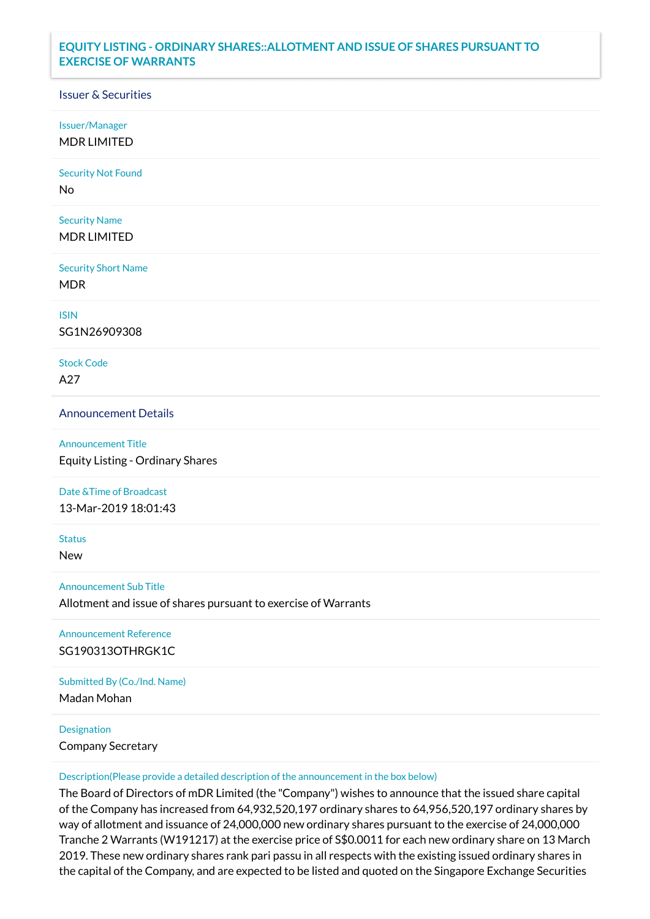# EQUITY LISTING - ORDINARY SHARES::ALLOTMENT AND ISSUE OF SHARES PURSUANT TO EXERCISE OF WARRANTS

## Issuer & Securities

**Issuer/Manager**
MDR LIMITED

**Security Not Found**
No

**Security Name**
MDR LIMITED

**Security Short Name**
MDR

**ISIN**
SG1N26909308

**Stock Code**
A27

## Announcement Details

**Announcement Title**
Equity Listing - Ordinary Shares

**Date &Time of Broadcast**
13-Mar-2019 18:01:43

**Status**
New

**Announcement Sub Title**
Allotment and issue of shares pursuant to exercise of Warrants

**Announcement Reference**
SG190313OTHRGK1C

**Submitted By (Co./Ind. Name)**
Madan Mohan

**Designation**
Company Secretary

**Description(Please provide a detailed description of the announcement in the box below)**
The Board of Directors of mDR Limited (the "Company") wishes to announce that the issued share capital of the Company has increased from 64,932,520,197 ordinary shares to 64,956,520,197 ordinary shares by way of allotment and issuance of 24,000,000 new ordinary shares pursuant to the exercise of 24,000,000 Tranche 2 Warrants (W191217) at the exercise price of S$0.0011 for each new ordinary share on 13 March 2019. These new ordinary shares rank pari passu in all respects with the existing issued ordinary shares in the capital of the Company, and are expected to be listed and quoted on the Singapore Exchange Securities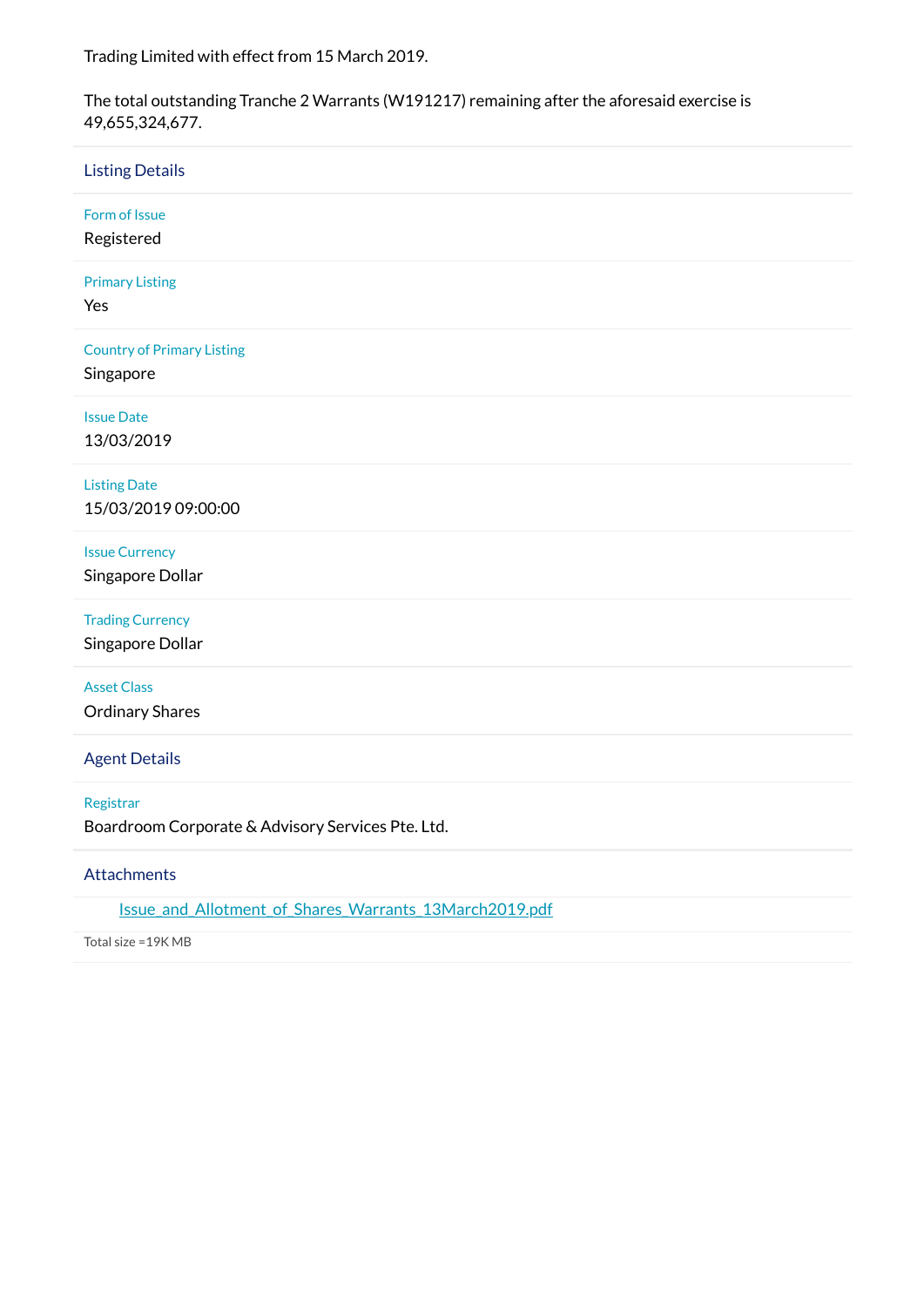Trading Limited with effect from 15 March 2019.

The total outstanding Tranche 2 Warrants (W191217) remaining after the aforesaid exercise is 49,655,324,677.

## Listing Details

Form of Issue
Registered

Primary Listing
Yes

Country of Primary Listing
Singapore

Issue Date
13/03/2019

Listing Date
15/03/2019 09:00:00

Issue Currency
Singapore Dollar

Trading Currency
Singapore Dollar

Asset Class
Ordinary Shares

## Agent Details

Registrar
Boardroom Corporate & Advisory Services Pte. Ltd.

## Attachments

Issue_and_Allotment_of_Shares_Warrants_13March2019.pdf

Total size =19K MB